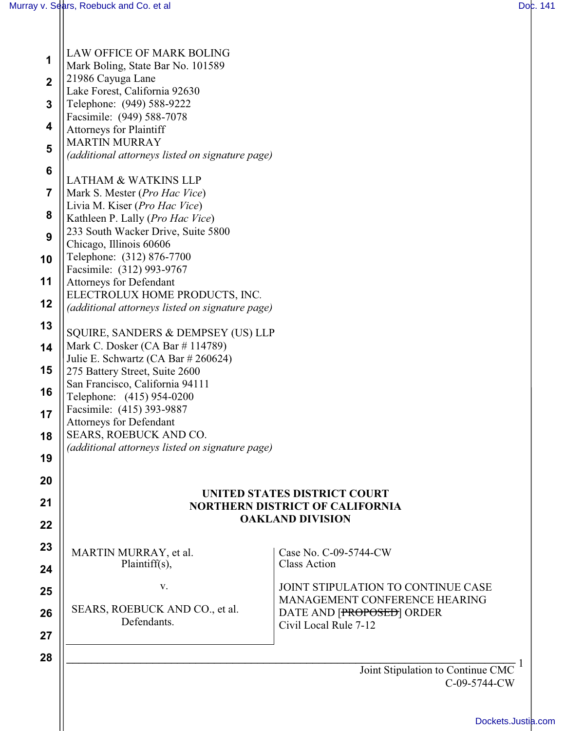LAW OFFICE OF MARK BOLING
Mark Boling, State Bar No. 101589
21986 Cayuga Lane
Lake Forest, California 92630
Telephone: (949) 588-9222
Facsimile: (949) 588-7078
Attorneys for Plaintiff
MARTIN MURRAY
*(additional attorneys listed on signature page)*

LATHAM & WATKINS LLP
Mark S. Mester (*Pro Hac Vice*)
Livia M. Kiser (*Pro Hac Vice*)
Kathleen P. Lally (*Pro Hac Vice*)
233 South Wacker Drive, Suite 5800
Chicago, Illinois 60606
Telephone: (312) 876-7700
Facsimile: (312) 993-9767
Attorneys for Defendant
ELECTROLUX HOME PRODUCTS, INC.
*(additional attorneys listed on signature page)*

SQUIRE, SANDERS & DEMPSEY (US) LLP
Mark C. Dosker (CA Bar # 114789)
Julie E. Schwartz (CA Bar # 260624)
275 Battery Street, Suite 2600
San Francisco, California 94111
Telephone: (415) 954-0200
Facsimile: (415) 393-9887
Attorneys for Defendant
SEARS, ROEBUCK AND CO.
*(additional attorneys listed on signature page)*

**UNITED STATES DISTRICT COURT**
**NORTHERN DISTRICT OF CALIFORNIA**
**OAKLAND DIVISION**

| | |
|---|---|
| MARTIN MURRAY, et al.<br>Plaintiff(s),<br><br>v.<br><br>SEARS, ROEBUCK AND CO., et al.<br>Defendants. | Case No. C-09-5744-CW<br>Class Action<br><br>JOINT STIPULATION TO CONTINUE CASE MANAGEMENT CONFERENCE HEARING DATE AND [~~PROPOSED~~] ORDER<br>Civil Local Rule 7-12 |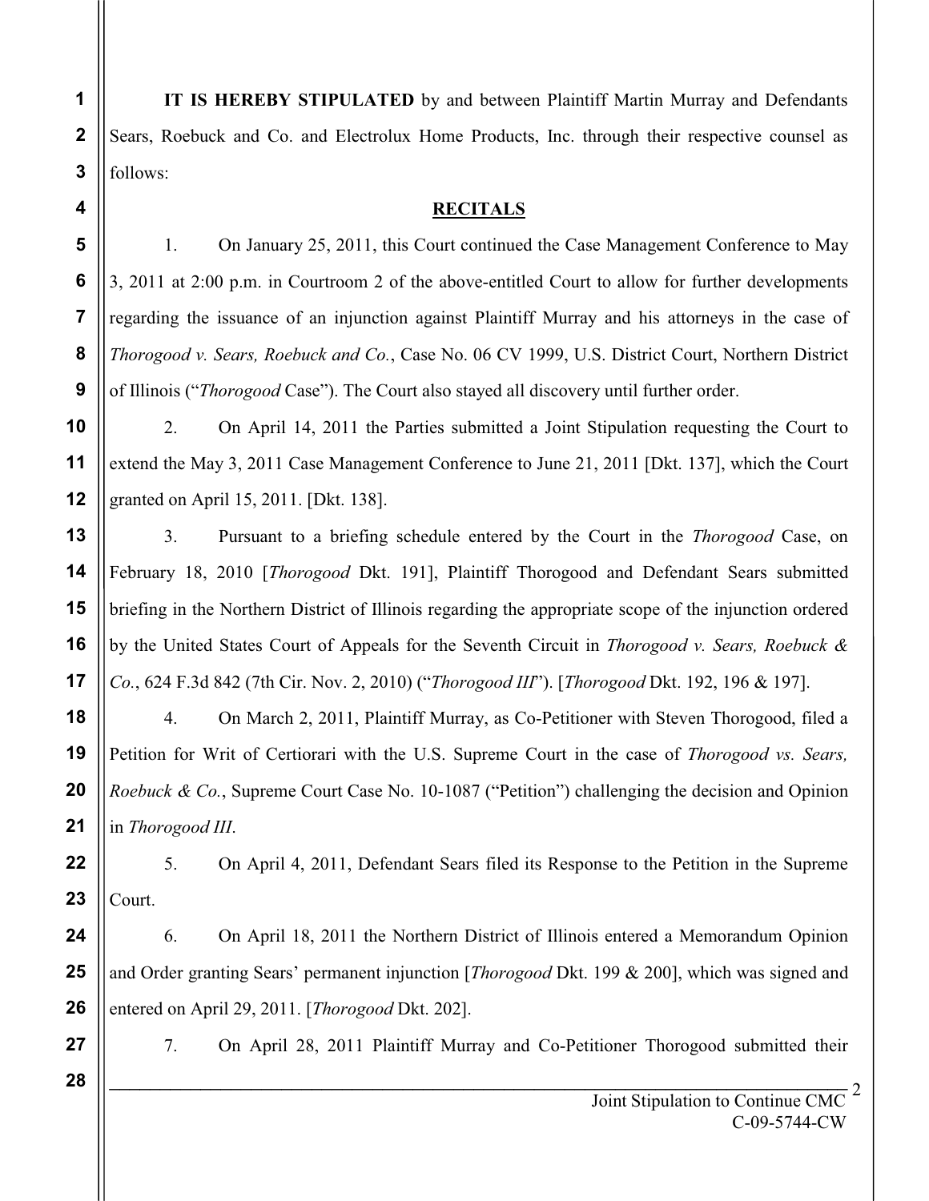**IT IS HEREBY STIPULATED** by and between Plaintiff Martin Murray and Defendants Sears, Roebuck and Co. and Electrolux Home Products, Inc. through their respective counsel as follows:

## RECITALS

1. On January 25, 2011, this Court continued the Case Management Conference to May 3, 2011 at 2:00 p.m. in Courtroom 2 of the above-entitled Court to allow for further developments regarding the issuance of an injunction against Plaintiff Murray and his attorneys in the case of *Thorogood v. Sears, Roebuck and Co.*, Case No. 06 CV 1999, U.S. District Court, Northern District of Illinois ("*Thorogood* Case"). The Court also stayed all discovery until further order.

2. On April 14, 2011 the Parties submitted a Joint Stipulation requesting the Court to extend the May 3, 2011 Case Management Conference to June 21, 2011 [Dkt. 137], which the Court granted on April 15, 2011. [Dkt. 138].

3. Pursuant to a briefing schedule entered by the Court in the *Thorogood* Case, on February 18, 2010 [*Thorogood* Dkt. 191], Plaintiff Thorogood and Defendant Sears submitted briefing in the Northern District of Illinois regarding the appropriate scope of the injunction ordered by the United States Court of Appeals for the Seventh Circuit in *Thorogood v. Sears, Roebuck & Co.*, 624 F.3d 842 (7th Cir. Nov. 2, 2010) ("*Thorogood III*"). [*Thorogood* Dkt. 192, 196 & 197].

4. On March 2, 2011, Plaintiff Murray, as Co-Petitioner with Steven Thorogood, filed a Petition for Writ of Certiorari with the U.S. Supreme Court in the case of *Thorogood vs. Sears, Roebuck & Co.*, Supreme Court Case No. 10-1087 ("Petition") challenging the decision and Opinion in *Thorogood III*.

5. On April 4, 2011, Defendant Sears filed its Response to the Petition in the Supreme Court.

6. On April 18, 2011 the Northern District of Illinois entered a Memorandum Opinion and Order granting Sears' permanent injunction [*Thorogood* Dkt. 199 & 200], which was signed and entered on April 29, 2011. [*Thorogood* Dkt. 202].

7. On April 28, 2011 Plaintiff Murray and Co-Petitioner Thorogood submitted their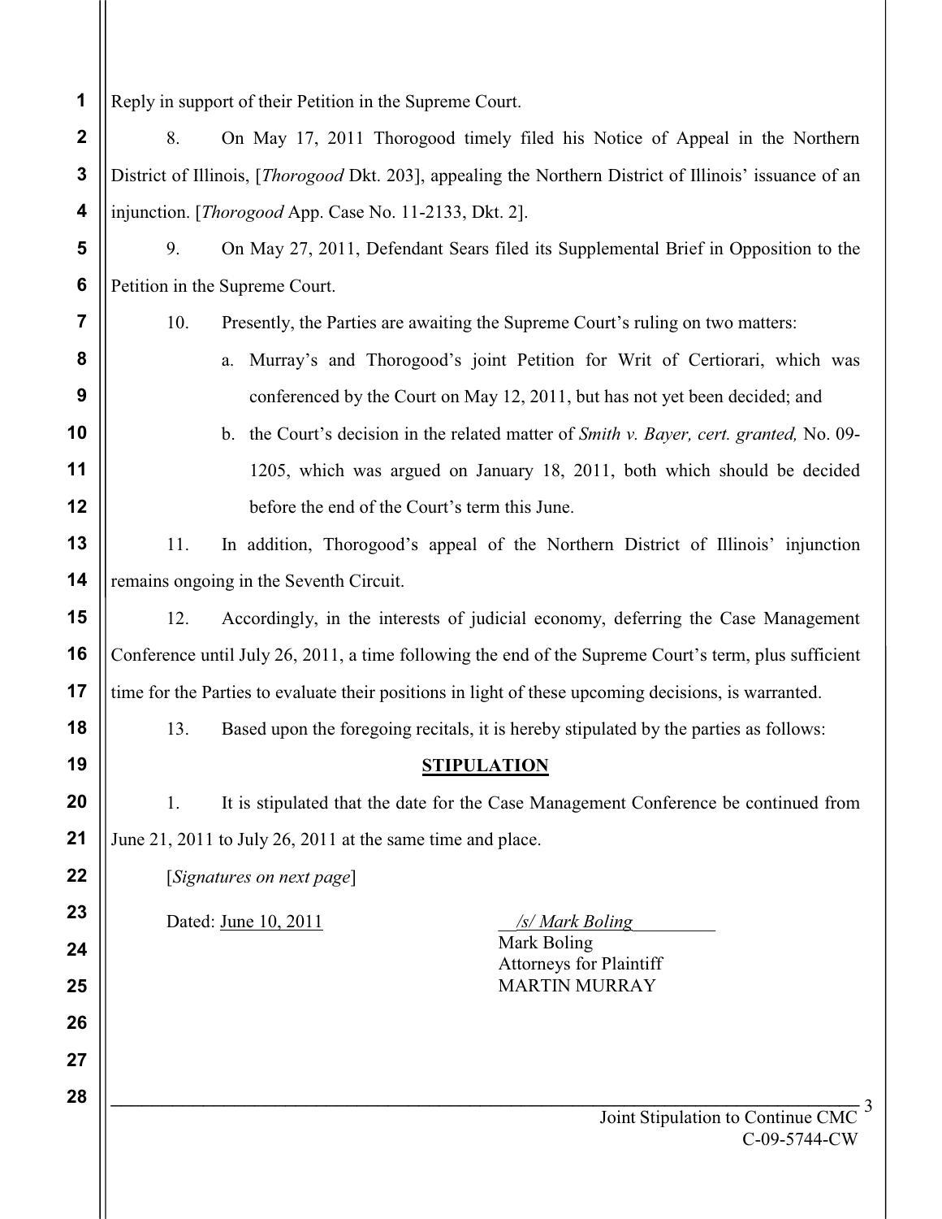Reply in support of their Petition in the Supreme Court.

8. On May 17, 2011 Thorogood timely filed his Notice of Appeal in the Northern District of Illinois, [*Thorogood* Dkt. 203], appealing the Northern District of Illinois' issuance of an injunction. [*Thorogood* App. Case No. 11-2133, Dkt. 2].

9. On May 27, 2011, Defendant Sears filed its Supplemental Brief in Opposition to the Petition in the Supreme Court.

10. Presently, the Parties are awaiting the Supreme Court's ruling on two matters:

   a. Murray's and Thorogood's joint Petition for Writ of Certiorari, which was conferenced by the Court on May 12, 2011, but has not yet been decided; and

   b. the Court's decision in the related matter of *Smith v. Bayer, cert. granted,* No. 09-1205, which was argued on January 18, 2011, both which should be decided before the end of the Court's term this June.

11. In addition, Thorogood's appeal of the Northern District of Illinois' injunction remains ongoing in the Seventh Circuit.

12. Accordingly, in the interests of judicial economy, deferring the Case Management Conference until July 26, 2011, a time following the end of the Supreme Court's term, plus sufficient time for the Parties to evaluate their positions in light of these upcoming decisions, is warranted.

13. Based upon the foregoing recitals, it is hereby stipulated by the parties as follows:

**STIPULATION**

1. It is stipulated that the date for the Case Management Conference be continued from June 21, 2011 to July 26, 2011 at the same time and place.

[*Signatures on next page*]

Dated: June 10, 2011

*/s/ Mark Boling*
Mark Boling
Attorneys for Plaintiff
MARTIN MURRAY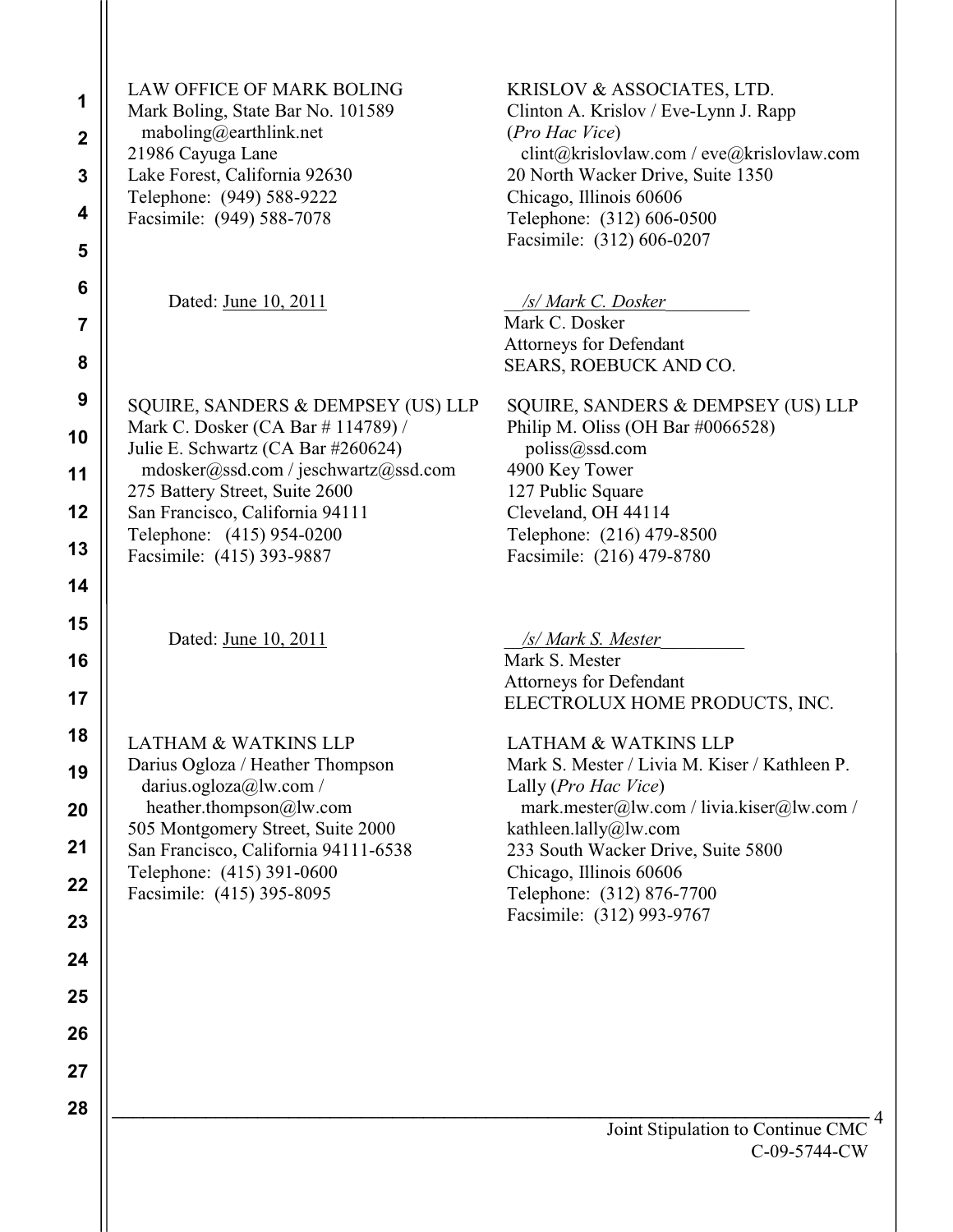LAW OFFICE OF MARK BOLING
Mark Boling, State Bar No. 101589
maboling@earthlink.net
21986 Cayuga Lane
Lake Forest, California 92630
Telephone: (949) 588-9222
Facsimile: (949) 588-7078

KRISLOV & ASSOCIATES, LTD.
Clinton A. Krislov / Eve-Lynn J. Rapp
(*Pro Hac Vice*)
clint@krislovlaw.com / eve@krislovlaw.com
20 North Wacker Drive, Suite 1350
Chicago, Illinois 60606
Telephone: (312) 606-0500
Facsimile: (312) 606-0207

Dated: June 10, 2011

*/s/ Mark C. Dosker*
Mark C. Dosker
Attorneys for Defendant
SEARS, ROEBUCK AND CO.

SQUIRE, SANDERS & DEMPSEY (US) LLP
Mark C. Dosker (CA Bar # 114789) /
Julie E. Schwartz (CA Bar #260624)
mdosker@ssd.com / jeschwartz@ssd.com
275 Battery Street, Suite 2600
San Francisco, California 94111
Telephone: (415) 954-0200
Facsimile: (415) 393-9887

SQUIRE, SANDERS & DEMPSEY (US) LLP
Philip M. Oliss (OH Bar #0066528)
poliss@ssd.com
4900 Key Tower
127 Public Square
Cleveland, OH 44114
Telephone: (216) 479-8500
Facsimile: (216) 479-8780

Dated: June 10, 2011

*/s/ Mark S. Mester*
Mark S. Mester
Attorneys for Defendant
ELECTROLUX HOME PRODUCTS, INC.

LATHAM & WATKINS LLP
Darius Ogloza / Heather Thompson
darius.ogloza@lw.com /
heather.thompson@lw.com
505 Montgomery Street, Suite 2000
San Francisco, California 94111-6538
Telephone: (415) 391-0600
Facsimile: (415) 395-8095

LATHAM & WATKINS LLP
Mark S. Mester / Livia M. Kiser / Kathleen P. Lally (*Pro Hac Vice*)
mark.mester@lw.com / livia.kiser@lw.com /
kathleen.lally@lw.com
233 South Wacker Drive, Suite 5800
Chicago, Illinois 60606
Telephone: (312) 876-7700
Facsimile: (312) 993-9767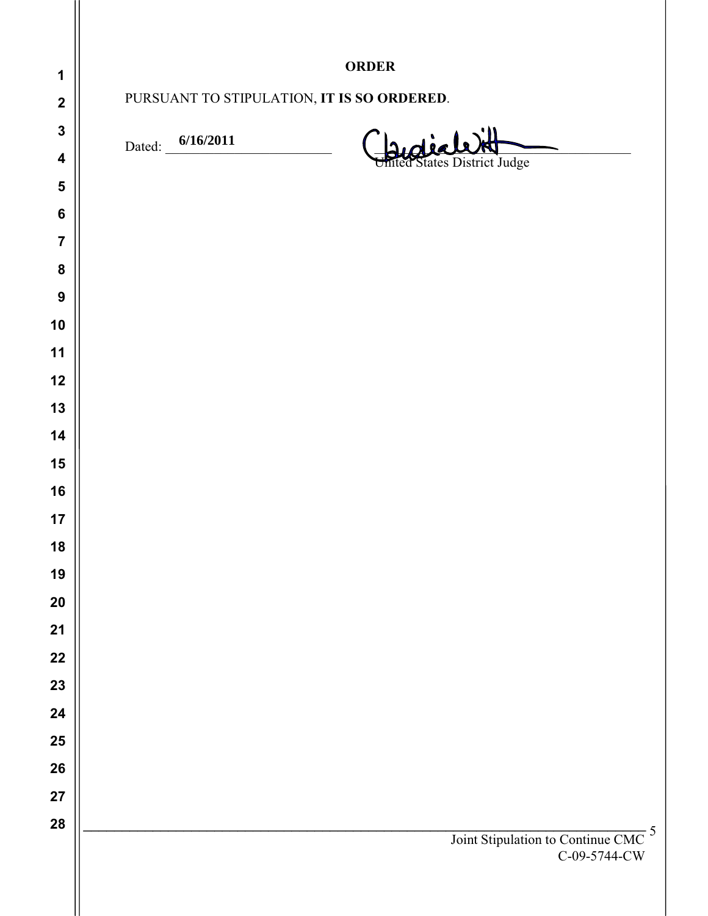**ORDER**

PURSUANT TO STIPULATION, **IT IS SO ORDERED**.

Dated: **6/16/2011**

United States District Judge

Joint Stipulation to Continue CMC
C-09-5744-CW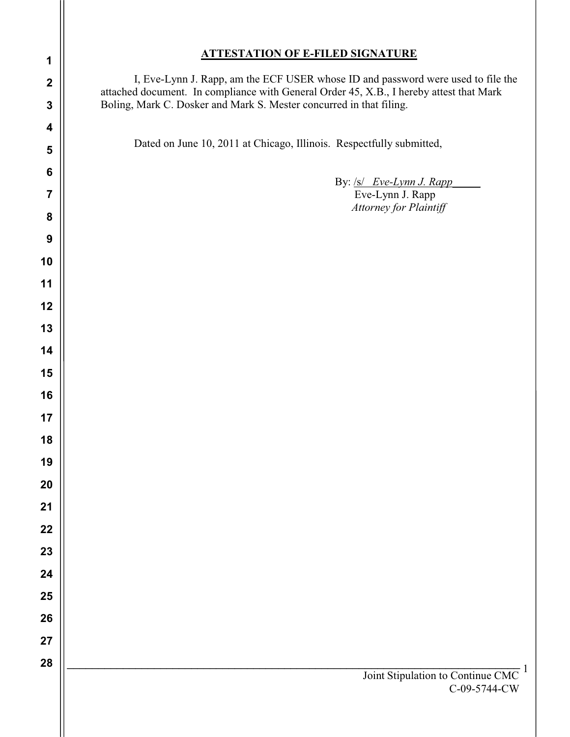**ATTESTATION OF E-FILED SIGNATURE**

I, Eve-Lynn J. Rapp, am the ECF USER whose ID and password were used to file the attached document. In compliance with General Order 45, X.B., I hereby attest that Mark Boling, Mark C. Dosker and Mark S. Mester concurred in that filing.

Dated on June 10, 2011 at Chicago, Illinois. Respectfully submitted,

By: /s/ *Eve-Lynn J. Rapp*
Eve-Lynn J. Rapp
*Attorney for Plaintiff*